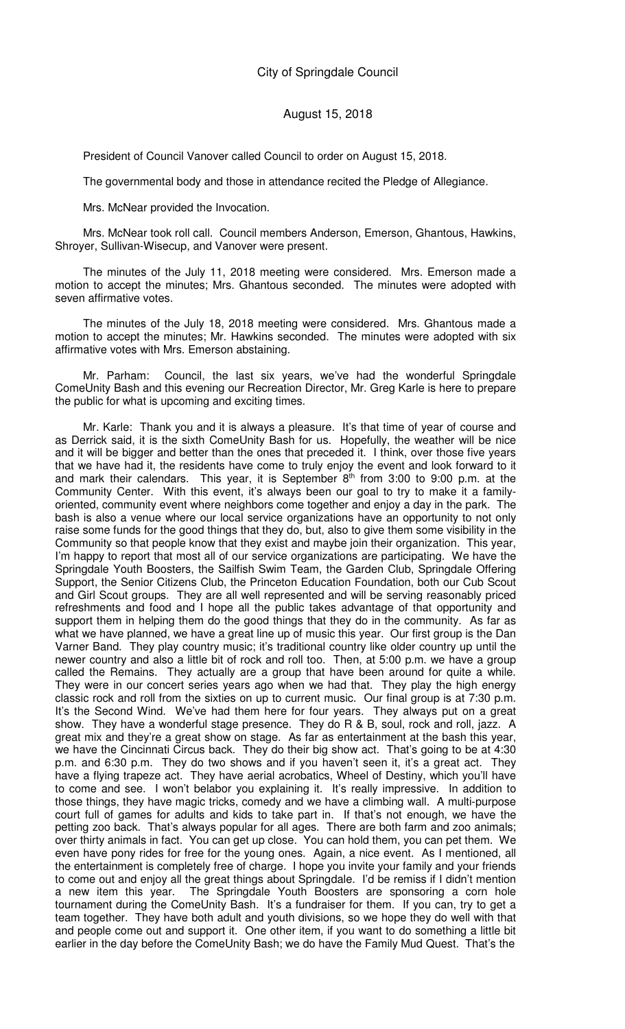City of Springdale Council

August 15, 2018

President of Council Vanover called Council to order on August 15, 2018.

The governmental body and those in attendance recited the Pledge of Allegiance.

Mrs. McNear provided the Invocation.

Mrs. McNear took roll call. Council members Anderson, Emerson, Ghantous, Hawkins, Shroyer, Sullivan-Wisecup, and Vanover were present.

The minutes of the July 11, 2018 meeting were considered. Mrs. Emerson made a motion to accept the minutes; Mrs. Ghantous seconded. The minutes were adopted with seven affirmative votes.

The minutes of the July 18, 2018 meeting were considered. Mrs. Ghantous made a motion to accept the minutes; Mr. Hawkins seconded. The minutes were adopted with six affirmative votes with Mrs. Emerson abstaining.

Mr. Parham: Council, the last six years, we've had the wonderful Springdale ComeUnity Bash and this evening our Recreation Director, Mr. Greg Karle is here to prepare the public for what is upcoming and exciting times.

Mr. Karle: Thank you and it is always a pleasure. It's that time of year of course and as Derrick said, it is the sixth ComeUnity Bash for us. Hopefully, the weather will be nice and it will be bigger and better than the ones that preceded it. I think, over those five years that we have had it, the residents have come to truly enjoy the event and look forward to it and mark their calendars. This year, it is September 8th from 3:00 to 9:00 p.m. at the Community Center. With this event, it's always been our goal to try to make it a family-oriented, community event where neighbors come together and enjoy a day in the park. The bash is also a venue where our local service organizations have an opportunity to not only raise some funds for the good things that they do, but, also to give them some visibility in the Community so that people know that they exist and maybe join their organization. This year, I'm happy to report that most all of our service organizations are participating. We have the Springdale Youth Boosters, the Sailfish Swim Team, the Garden Club, Springdale Offering Support, the Senior Citizens Club, the Princeton Education Foundation, both our Cub Scout and Girl Scout groups. They are all well represented and will be serving reasonably priced refreshments and food and I hope all the public takes advantage of that opportunity and support them in helping them do the good things that they do in the community. As far as what we have planned, we have a great line up of music this year. Our first group is the Dan Varner Band. They play country music; it's traditional country like older country up until the newer country and also a little bit of rock and roll too. Then, at 5:00 p.m. we have a group called the Remains. They actually are a group that have been around for quite a while. They were in our concert series years ago when we had that. They play the high energy classic rock and roll from the sixties on up to current music. Our final group is at 7:30 p.m. It's the Second Wind. We've had them here for four years. They always put on a great show. They have a wonderful stage presence. They do R & B, soul, rock and roll, jazz. A great mix and they're a great show on stage. As far as entertainment at the bash this year, we have the Cincinnati Circus back. They do their big show act. That's going to be at 4:30 p.m. and 6:30 p.m. They do two shows and if you haven't seen it, it's a great act. They have a flying trapeze act. They have aerial acrobatics, Wheel of Destiny, which you'll have to come and see. I won't belabor you explaining it. It's really impressive. In addition to those things, they have magic tricks, comedy and we have a climbing wall. A multi-purpose court full of games for adults and kids to take part in. If that's not enough, we have the petting zoo back. That's always popular for all ages. There are both farm and zoo animals; over thirty animals in fact. You can get up close. You can hold them, you can pet them. We even have pony rides for free for the young ones. Again, a nice event. As I mentioned, all the entertainment is completely free of charge. I hope you invite your family and your friends to come out and enjoy all the great things about Springdale. I'd be remiss if I didn't mention a new item this year. The Springdale Youth Boosters are sponsoring a corn hole tournament during the ComeUnity Bash. It's a fundraiser for them. If you can, try to get a team together. They have both adult and youth divisions, so we hope they do well with that and people come out and support it. One other item, if you want to do something a little bit earlier in the day before the ComeUnity Bash; we do have the Family Mud Quest. That's the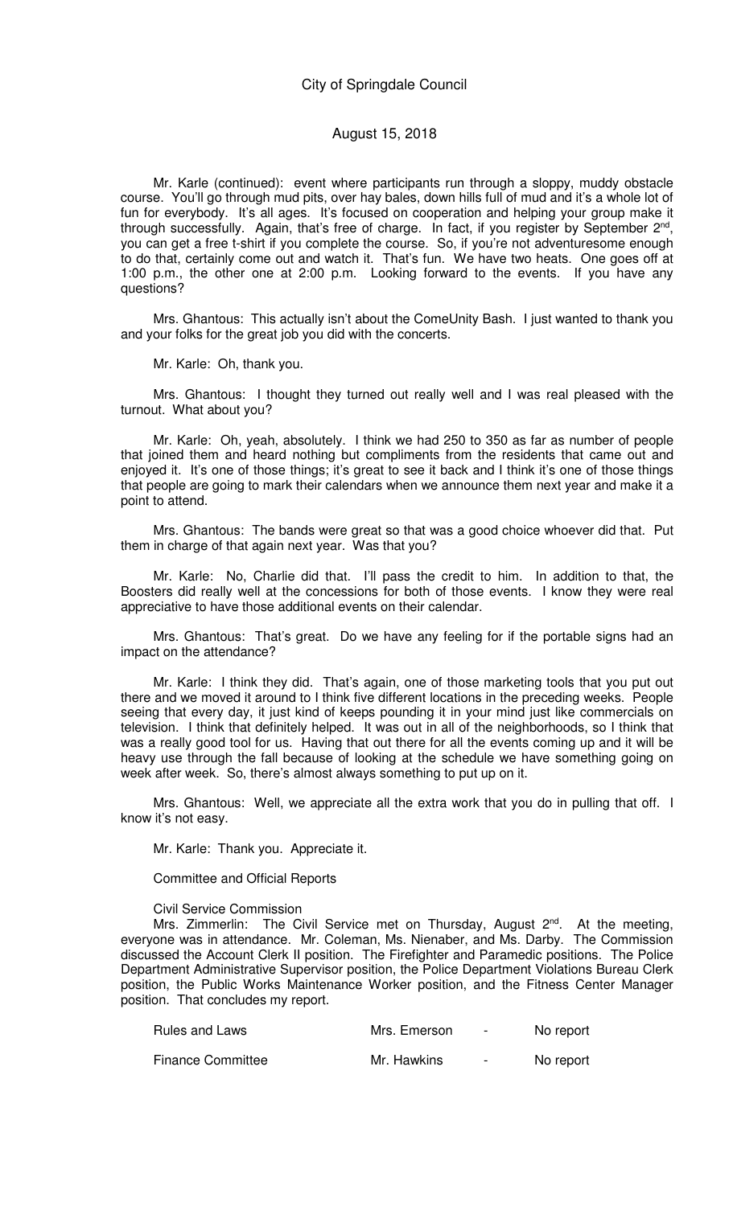Mr. Karle (continued): event where participants run through a sloppy, muddy obstacle course. You'll go through mud pits, over hay bales, down hills full of mud and it's a whole lot of fun for everybody. It's all ages. It's focused on cooperation and helping your group make it through successfully. Again, that's free of charge. In fact, if you register by September 2nd, you can get a free t-shirt if you complete the course. So, if you're not adventuresome enough to do that, certainly come out and watch it. That's fun. We have two heats. One goes off at 1:00 p.m., the other one at 2:00 p.m. Looking forward to the events. If you have any questions?

Mrs. Ghantous: This actually isn't about the ComeUnity Bash. I just wanted to thank you and your folks for the great job you did with the concerts.

Mr. Karle: Oh, thank you.

Mrs. Ghantous: I thought they turned out really well and I was real pleased with the turnout. What about you?

Mr. Karle: Oh, yeah, absolutely. I think we had 250 to 350 as far as number of people that joined them and heard nothing but compliments from the residents that came out and enjoyed it. It's one of those things; it's great to see it back and I think it's one of those things that people are going to mark their calendars when we announce them next year and make it a point to attend.

Mrs. Ghantous: The bands were great so that was a good choice whoever did that. Put them in charge of that again next year. Was that you?

Mr. Karle: No, Charlie did that. I'll pass the credit to him. In addition to that, the Boosters did really well at the concessions for both of those events. I know they were real appreciative to have those additional events on their calendar.

Mrs. Ghantous: That's great. Do we have any feeling for if the portable signs had an impact on the attendance?

Mr. Karle: I think they did. That's again, one of those marketing tools that you put out there and we moved it around to I think five different locations in the preceding weeks. People seeing that every day, it just kind of keeps pounding it in your mind just like commercials on television. I think that definitely helped. It was out in all of the neighborhoods, so I think that was a really good tool for us. Having that out there for all the events coming up and it will be heavy use through the fall because of looking at the schedule we have something going on week after week. So, there's almost always something to put up on it.

Mrs. Ghantous: Well, we appreciate all the extra work that you do in pulling that off. I know it's not easy.

Mr. Karle: Thank you. Appreciate it.

Committee and Official Reports

Civil Service Commission

Mrs. Zimmerlin: The Civil Service met on Thursday, August 2nd. At the meeting, everyone was in attendance. Mr. Coleman, Ms. Nienaber, and Ms. Darby. The Commission discussed the Account Clerk II position. The Firefighter and Paramedic positions. The Police Department Administrative Supervisor position, the Police Department Violations Bureau Clerk position, the Public Works Maintenance Worker position, and the Fitness Center Manager position. That concludes my report.

Rules and Laws — Mrs. Emerson — No report

Finance Committee — Mr. Hawkins — No report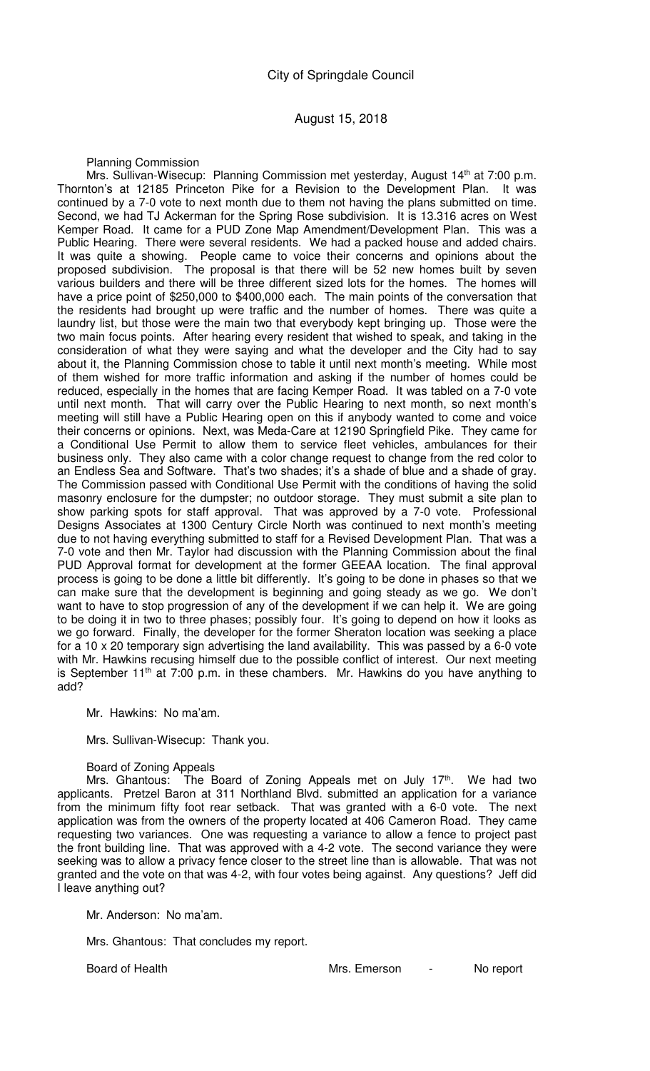Planning Commission

Mrs. Sullivan-Wisecup: Planning Commission met yesterday, August 14th at 7:00 p.m. Thornton's at 12185 Princeton Pike for a Revision to the Development Plan. It was continued by a 7-0 vote to next month due to them not having the plans submitted on time. Second, we had TJ Ackerman for the Spring Rose subdivision. It is 13.316 acres on West Kemper Road. It came for a PUD Zone Map Amendment/Development Plan. This was a Public Hearing. There were several residents. We had a packed house and added chairs. It was quite a showing. People came to voice their concerns and opinions about the proposed subdivision. The proposal is that there will be 52 new homes built by seven various builders and there will be three different sized lots for the homes. The homes will have a price point of $250,000 to $400,000 each. The main points of the conversation that the residents had brought up were traffic and the number of homes. There was quite a laundry list, but those were the main two that everybody kept bringing up. Those were the two main focus points. After hearing every resident that wished to speak, and taking in the consideration of what they were saying and what the developer and the City had to say about it, the Planning Commission chose to table it until next month's meeting. While most of them wished for more traffic information and asking if the number of homes could be reduced, especially in the homes that are facing Kemper Road. It was tabled on a 7-0 vote until next month. That will carry over the Public Hearing to next month, so next month's meeting will still have a Public Hearing open on this if anybody wanted to come and voice their concerns or opinions. Next, was Meda-Care at 12190 Springfield Pike. They came for a Conditional Use Permit to allow them to service fleet vehicles, ambulances for their business only. They also came with a color change request to change from the red color to an Endless Sea and Software. That's two shades; it's a shade of blue and a shade of gray. The Commission passed with Conditional Use Permit with the conditions of having the solid masonry enclosure for the dumpster; no outdoor storage. They must submit a site plan to show parking spots for staff approval. That was approved by a 7-0 vote. Professional Designs Associates at 1300 Century Circle North was continued to next month's meeting due to not having everything submitted to staff for a Revised Development Plan. That was a 7-0 vote and then Mr. Taylor had discussion with the Planning Commission about the final PUD Approval format for development at the former GEEAA location. The final approval process is going to be done a little bit differently. It's going to be done in phases so that we can make sure that the development is beginning and going steady as we go. We don't want to have to stop progression of any of the development if we can help it. We are going to be doing it in two to three phases; possibly four. It's going to depend on how it looks as we go forward. Finally, the developer for the former Sheraton location was seeking a place for a 10 x 20 temporary sign advertising the land availability. This was passed by a 6-0 vote with Mr. Hawkins recusing himself due to the possible conflict of interest. Our next meeting is September 11th at 7:00 p.m. in these chambers. Mr. Hawkins do you have anything to add?

Mr. Hawkins: No ma'am.

Mrs. Sullivan-Wisecup: Thank you.

Board of Zoning Appeals

Mrs. Ghantous: The Board of Zoning Appeals met on July 17th. We had two applicants. Pretzel Baron at 311 Northland Blvd. submitted an application for a variance from the minimum fifty foot rear setback. That was granted with a 6-0 vote. The next application was from the owners of the property located at 406 Cameron Road. They came requesting two variances. One was requesting a variance to allow a fence to project past the front building line. That was approved with a 4-2 vote. The second variance they were seeking was to allow a privacy fence closer to the street line than is allowable. That was not granted and the vote on that was 4-2, with four votes being against. Any questions? Jeff did I leave anything out?

Mr. Anderson: No ma'am.

Mrs. Ghantous: That concludes my report.

Board of Health Mrs. Emerson - No report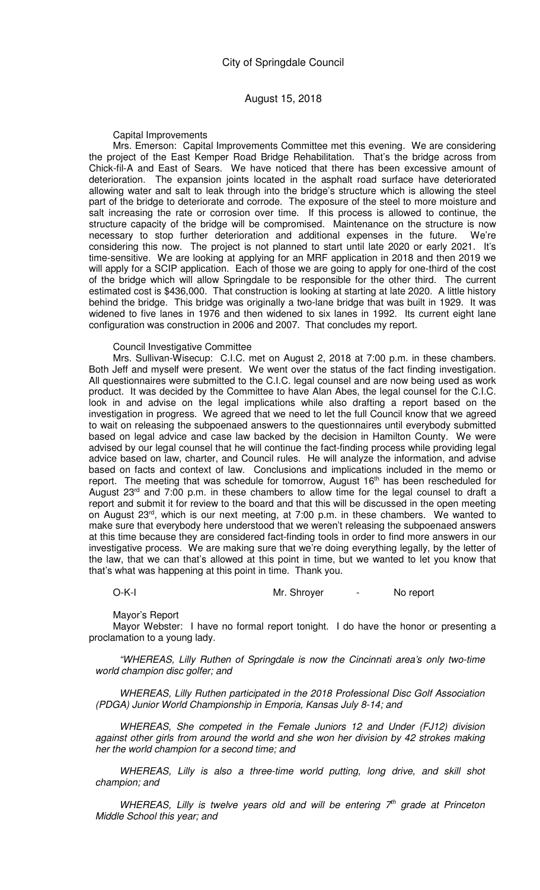Capital Improvements

Mrs. Emerson: Capital Improvements Committee met this evening. We are considering the project of the East Kemper Road Bridge Rehabilitation. That's the bridge across from Chick-fil-A and East of Sears. We have noticed that there has been excessive amount of deterioration. The expansion joints located in the asphalt road surface have deteriorated allowing water and salt to leak through into the bridge's structure which is allowing the steel part of the bridge to deteriorate and corrode. The exposure of the steel to more moisture and salt increasing the rate or corrosion over time. If this process is allowed to continue, the structure capacity of the bridge will be compromised. Maintenance on the structure is now necessary to stop further deterioration and additional expenses in the future. We're considering this now. The project is not planned to start until late 2020 or early 2021. It's time-sensitive. We are looking at applying for an MRF application in 2018 and then 2019 we will apply for a SCIP application. Each of those we are going to apply for one-third of the cost of the bridge which will allow Springdale to be responsible for the other third. The current estimated cost is $436,000. That construction is looking at starting at late 2020. A little history behind the bridge. This bridge was originally a two-lane bridge that was built in 1929. It was widened to five lanes in 1976 and then widened to six lanes in 1992. Its current eight lane configuration was construction in 2006 and 2007. That concludes my report.

Council Investigative Committee

Mrs. Sullivan-Wisecup: C.I.C. met on August 2, 2018 at 7:00 p.m. in these chambers. Both Jeff and myself were present. We went over the status of the fact finding investigation. All questionnaires were submitted to the C.I.C. legal counsel and are now being used as work product. It was decided by the Committee to have Alan Abes, the legal counsel for the C.I.C. look in and advise on the legal implications while also drafting a report based on the investigation in progress. We agreed that we need to let the full Council know that we agreed to wait on releasing the subpoenaed answers to the questionnaires until everybody submitted based on legal advice and case law backed by the decision in Hamilton County. We were advised by our legal counsel that he will continue the fact-finding process while providing legal advice based on law, charter, and Council rules. He will analyze the information, and advise based on facts and context of law. Conclusions and implications included in the memo or report. The meeting that was schedule for tomorrow, August 16th has been rescheduled for August 23rd and 7:00 p.m. in these chambers to allow time for the legal counsel to draft a report and submit it for review to the board and that this will be discussed in the open meeting on August 23rd, which is our next meeting, at 7:00 p.m. in these chambers. We wanted to make sure that everybody here understood that we weren't releasing the subpoenaed answers at this time because they are considered fact-finding tools in order to find more answers in our investigative process. We are making sure that we're doing everything legally, by the letter of the law, that we can that's allowed at this point in time, but we wanted to let you know that that's what was happening at this point in time. Thank you.

O-K-I Mr. Shroyer - No report

Mayor's Report

Mayor Webster: I have no formal report tonight. I do have the honor or presenting a proclamation to a young lady.

*"WHEREAS, Lilly Ruthen of Springdale is now the Cincinnati area's only two-time world champion disc golfer; and*

*WHEREAS, Lilly Ruthen participated in the 2018 Professional Disc Golf Association (PDGA) Junior World Championship in Emporia, Kansas July 8-14; and*

*WHEREAS, She competed in the Female Juniors 12 and Under (FJ12) division against other girls from around the world and she won her division by 42 strokes making her the world champion for a second time; and*

*WHEREAS, Lilly is also a three-time world putting, long drive, and skill shot champion; and*

*WHEREAS, Lilly is twelve years old and will be entering 7th grade at Princeton Middle School this year; and*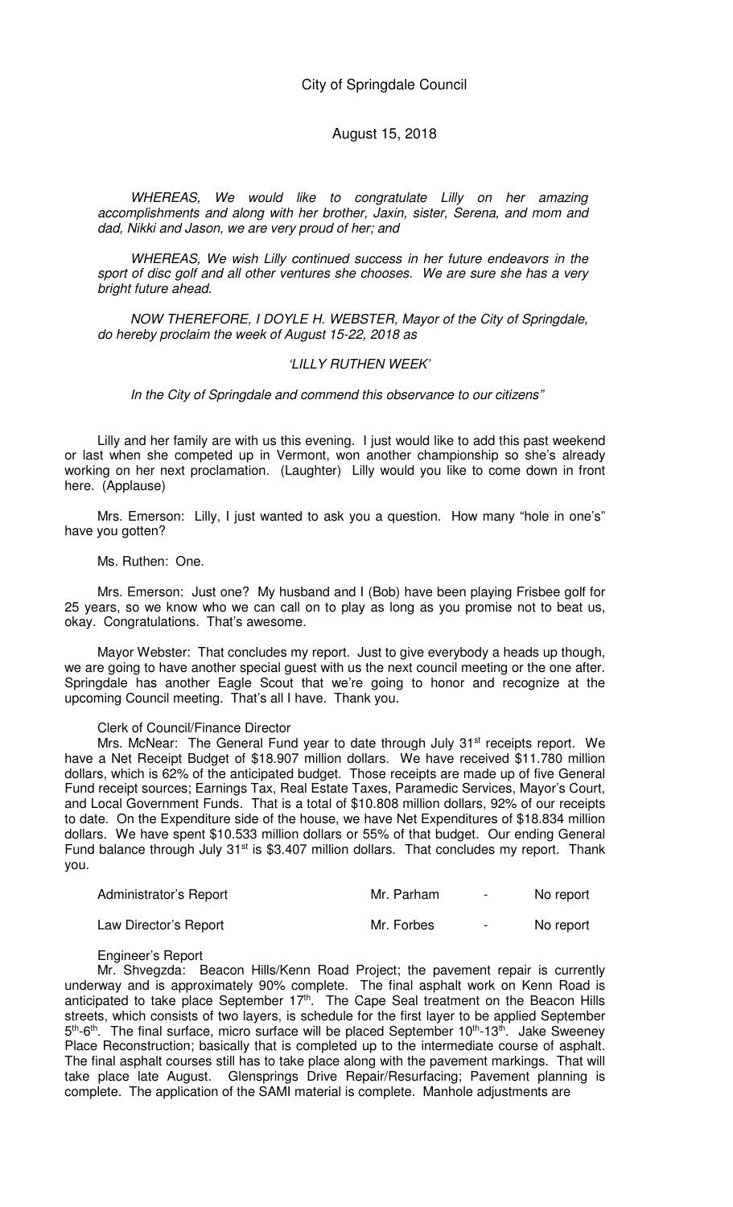City of Springdale Council

August 15, 2018

*WHEREAS, We would like to congratulate Lilly on her amazing accomplishments and along with her brother, Jaxin, sister, Serena, and mom and dad, Nikki and Jason, we are very proud of her; and*

*WHEREAS, We wish Lilly continued success in her future endeavors in the sport of disc golf and all other ventures she chooses. We are sure she has a very bright future ahead.*

*NOW THEREFORE, I DOYLE H. WEBSTER, Mayor of the City of Springdale, do hereby proclaim the week of August 15-22, 2018 as*

*'LILLY RUTHEN WEEK'*

*In the City of Springdale and commend this observance to our citizens"*

Lilly and her family are with us this evening. I just would like to add this past weekend or last when she competed up in Vermont, won another championship so she's already working on her next proclamation. (Laughter) Lilly would you like to come down in front here. (Applause)

Mrs. Emerson: Lilly, I just wanted to ask you a question. How many "hole in one's" have you gotten?

Ms. Ruthen: One.

Mrs. Emerson: Just one? My husband and I (Bob) have been playing Frisbee golf for 25 years, so we know who we can call on to play as long as you promise not to beat us, okay. Congratulations. That's awesome.

Mayor Webster: That concludes my report. Just to give everybody a heads up though, we are going to have another special guest with us the next council meeting or the one after. Springdale has another Eagle Scout that we're going to honor and recognize at the upcoming Council meeting. That's all I have. Thank you.

Clerk of Council/Finance Director

Mrs. McNear: The General Fund year to date through July 31st receipts report. We have a Net Receipt Budget of $18.907 million dollars. We have received $11.780 million dollars, which is 62% of the anticipated budget. Those receipts are made up of five General Fund receipt sources; Earnings Tax, Real Estate Taxes, Paramedic Services, Mayor's Court, and Local Government Funds. That is a total of $10.808 million dollars, 92% of our receipts to date. On the Expenditure side of the house, we have Net Expenditures of $18.834 million dollars. We have spent $10.533 million dollars or 55% of that budget. Our ending General Fund balance through July 31st is $3.407 million dollars. That concludes my report. Thank you.

| Administrator's Report | Mr. Parham | - | No report |
|---|---|---|---|
| Law Director's Report | Mr. Forbes | - | No report |

Engineer's Report

Mr. Shvegzda: Beacon Hills/Kenn Road Project; the pavement repair is currently underway and is approximately 90% complete. The final asphalt work on Kenn Road is anticipated to take place September 17th. The Cape Seal treatment on the Beacon Hills streets, which consists of two layers, is schedule for the first layer to be applied September 5th-6th. The final surface, micro surface will be placed September 10th-13th. Jake Sweeney Place Reconstruction; basically that is completed up to the intermediate course of asphalt. The final asphalt courses still has to take place along with the pavement markings. That will take place late August. Glensprings Drive Repair/Resurfacing; Pavement planning is complete. The application of the SAMI material is complete. Manhole adjustments are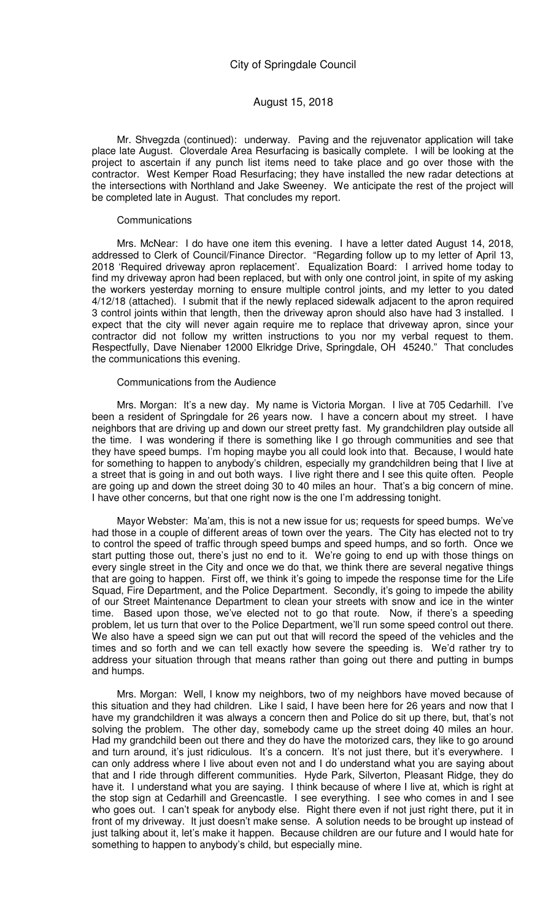Mr. Shvegzda (continued): underway. Paving and the rejuvenator application will take place late August. Cloverdale Area Resurfacing is basically complete. I will be looking at the project to ascertain if any punch list items need to take place and go over those with the contractor. West Kemper Road Resurfacing; they have installed the new radar detections at the intersections with Northland and Jake Sweeney. We anticipate the rest of the project will be completed late in August. That concludes my report.

Communications

Mrs. McNear: I do have one item this evening. I have a letter dated August 14, 2018, addressed to Clerk of Council/Finance Director. "Regarding follow up to my letter of April 13, 2018 'Required driveway apron replacement'. Equalization Board: I arrived home today to find my driveway apron had been replaced, but with only one control joint, in spite of my asking the workers yesterday morning to ensure multiple control joints, and my letter to you dated 4/12/18 (attached). I submit that if the newly replaced sidewalk adjacent to the apron required 3 control joints within that length, then the driveway apron should also have had 3 installed. I expect that the city will never again require me to replace that driveway apron, since your contractor did not follow my written instructions to you nor my verbal request to them. Respectfully, Dave Nienaber 12000 Elkridge Drive, Springdale, OH 45240." That concludes the communications this evening.

Communications from the Audience

Mrs. Morgan: It's a new day. My name is Victoria Morgan. I live at 705 Cedarhill. I've been a resident of Springdale for 26 years now. I have a concern about my street. I have neighbors that are driving up and down our street pretty fast. My grandchildren play outside all the time. I was wondering if there is something like I go through communities and see that they have speed bumps. I'm hoping maybe you all could look into that. Because, I would hate for something to happen to anybody's children, especially my grandchildren being that I live at a street that is going in and out both ways. I live right there and I see this quite often. People are going up and down the street doing 30 to 40 miles an hour. That's a big concern of mine. I have other concerns, but that one right now is the one I'm addressing tonight.

Mayor Webster: Ma'am, this is not a new issue for us; requests for speed bumps. We've had those in a couple of different areas of town over the years. The City has elected not to try to control the speed of traffic through speed bumps and speed humps, and so forth. Once we start putting those out, there's just no end to it. We're going to end up with those things on every single street in the City and once we do that, we think there are several negative things that are going to happen. First off, we think it's going to impede the response time for the Life Squad, Fire Department, and the Police Department. Secondly, it's going to impede the ability of our Street Maintenance Department to clean your streets with snow and ice in the winter time. Based upon those, we've elected not to go that route. Now, if there's a speeding problem, let us turn that over to the Police Department, we'll run some speed control out there. We also have a speed sign we can put out that will record the speed of the vehicles and the times and so forth and we can tell exactly how severe the speeding is. We'd rather try to address your situation through that means rather than going out there and putting in bumps and humps.

Mrs. Morgan: Well, I know my neighbors, two of my neighbors have moved because of this situation and they had children. Like I said, I have been here for 26 years and now that I have my grandchildren it was always a concern then and Police do sit up there, but, that's not solving the problem. The other day, somebody came up the street doing 40 miles an hour. Had my grandchild been out there and they do have the motorized cars, they like to go around and turn around, it's just ridiculous. It's a concern. It's not just there, but it's everywhere. I can only address where I live about even not and I do understand what you are saying about that and I ride through different communities. Hyde Park, Silverton, Pleasant Ridge, they do have it. I understand what you are saying. I think because of where I live at, which is right at the stop sign at Cedarhill and Greencastle. I see everything. I see who comes in and I see who goes out. I can't speak for anybody else. Right there even if not just right there, put it in front of my driveway. It just doesn't make sense. A solution needs to be brought up instead of just talking about it, let's make it happen. Because children are our future and I would hate for something to happen to anybody's child, but especially mine.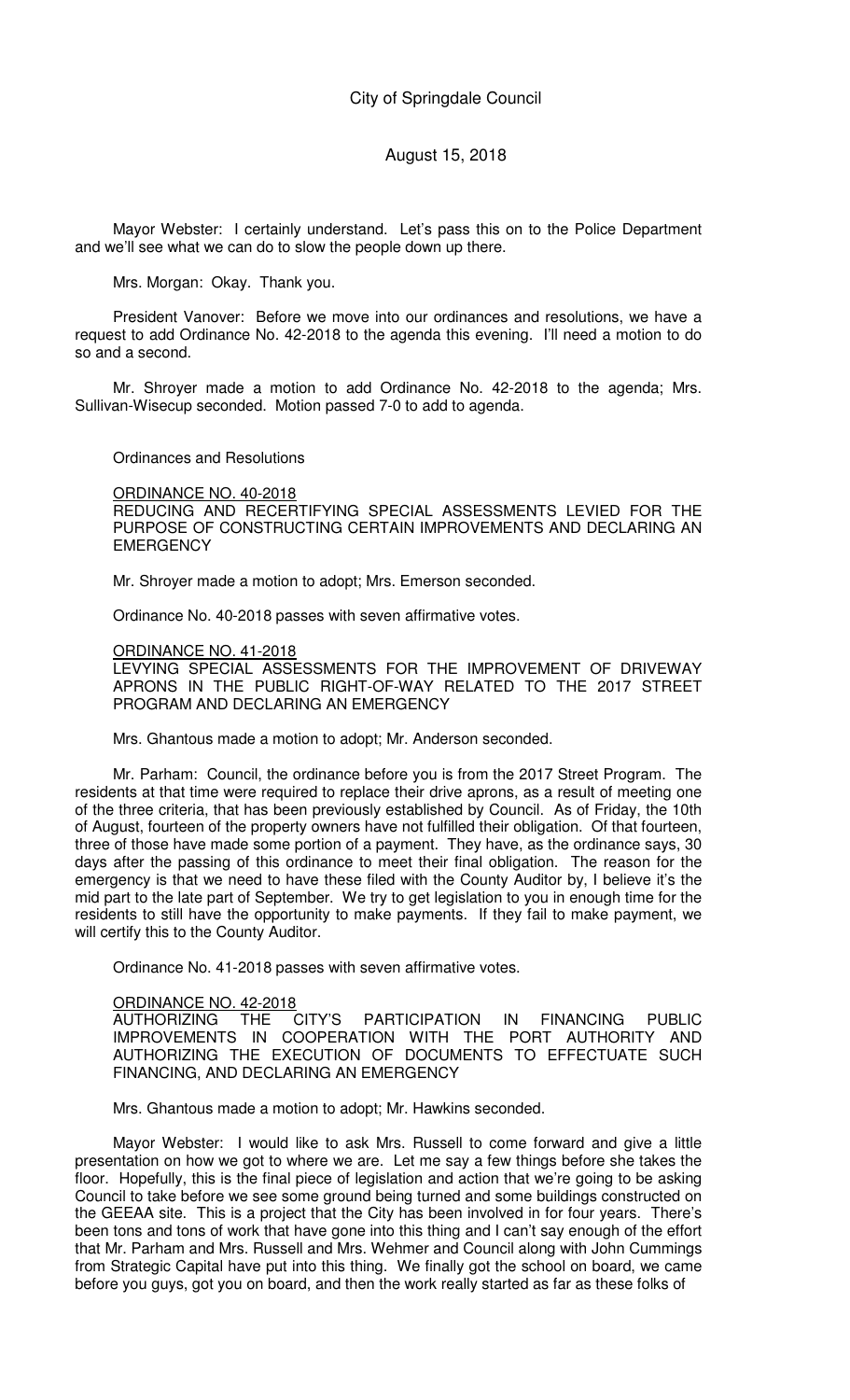Mayor Webster: I certainly understand. Let's pass this on to the Police Department and we'll see what we can do to slow the people down up there.

Mrs. Morgan: Okay. Thank you.

President Vanover: Before we move into our ordinances and resolutions, we have a request to add Ordinance No. 42-2018 to the agenda this evening. I'll need a motion to do so and a second.

Mr. Shroyer made a motion to add Ordinance No. 42-2018 to the agenda; Mrs. Sullivan-Wisecup seconded. Motion passed 7-0 to add to agenda.

Ordinances and Resolutions

ORDINANCE NO. 40-2018
REDUCING AND RECERTIFYING SPECIAL ASSESSMENTS LEVIED FOR THE PURPOSE OF CONSTRUCTING CERTAIN IMPROVEMENTS AND DECLARING AN EMERGENCY

Mr. Shroyer made a motion to adopt; Mrs. Emerson seconded.

Ordinance No. 40-2018 passes with seven affirmative votes.

ORDINANCE NO. 41-2018
LEVYING SPECIAL ASSESSMENTS FOR THE IMPROVEMENT OF DRIVEWAY APRONS IN THE PUBLIC RIGHT-OF-WAY RELATED TO THE 2017 STREET PROGRAM AND DECLARING AN EMERGENCY

Mrs. Ghantous made a motion to adopt; Mr. Anderson seconded.

Mr. Parham: Council, the ordinance before you is from the 2017 Street Program. The residents at that time were required to replace their drive aprons, as a result of meeting one of the three criteria, that has been previously established by Council. As of Friday, the 10th of August, fourteen of the property owners have not fulfilled their obligation. Of that fourteen, three of those have made some portion of a payment. They have, as the ordinance says, 30 days after the passing of this ordinance to meet their final obligation. The reason for the emergency is that we need to have these filed with the County Auditor by, I believe it's the mid part to the late part of September. We try to get legislation to you in enough time for the residents to still have the opportunity to make payments. If they fail to make payment, we will certify this to the County Auditor.

Ordinance No. 41-2018 passes with seven affirmative votes.

ORDINANCE NO. 42-2018
AUTHORIZING THE CITY'S PARTICIPATION IN FINANCING PUBLIC IMPROVEMENTS IN COOPERATION WITH THE PORT AUTHORITY AND AUTHORIZING THE EXECUTION OF DOCUMENTS TO EFFECTUATE SUCH FINANCING, AND DECLARING AN EMERGENCY

Mrs. Ghantous made a motion to adopt; Mr. Hawkins seconded.

Mayor Webster: I would like to ask Mrs. Russell to come forward and give a little presentation on how we got to where we are. Let me say a few things before she takes the floor. Hopefully, this is the final piece of legislation and action that we're going to be asking Council to take before we see some ground being turned and some buildings constructed on the GEEAA site. This is a project that the City has been involved in for four years. There's been tons and tons of work that have gone into this thing and I can't say enough of the effort that Mr. Parham and Mrs. Russell and Mrs. Wehmer and Council along with John Cummings from Strategic Capital have put into this thing. We finally got the school on board, we came before you guys, got you on board, and then the work really started as far as these folks of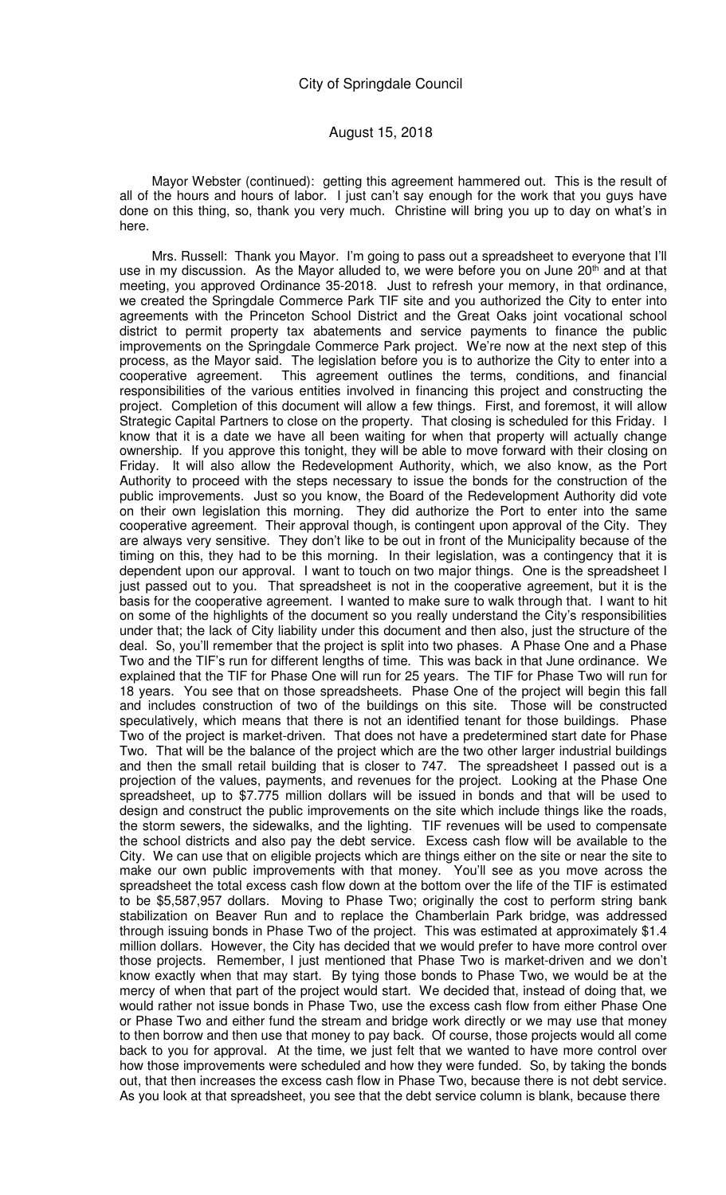Mayor Webster (continued): getting this agreement hammered out. This is the result of all of the hours and hours of labor. I just can't say enough for the work that you guys have done on this thing, so, thank you very much. Christine will bring you up to day on what's in here.

Mrs. Russell: Thank you Mayor. I'm going to pass out a spreadsheet to everyone that I'll use in my discussion. As the Mayor alluded to, we were before you on June 20th and at that meeting, you approved Ordinance 35-2018. Just to refresh your memory, in that ordinance, we created the Springdale Commerce Park TIF site and you authorized the City to enter into agreements with the Princeton School District and the Great Oaks joint vocational school district to permit property tax abatements and service payments to finance the public improvements on the Springdale Commerce Park project. We're now at the next step of this process, as the Mayor said. The legislation before you is to authorize the City to enter into a cooperative agreement. This agreement outlines the terms, conditions, and financial responsibilities of the various entities involved in financing this project and constructing the project. Completion of this document will allow a few things. First, and foremost, it will allow Strategic Capital Partners to close on the property. That closing is scheduled for this Friday. I know that it is a date we have all been waiting for when that property will actually change ownership. If you approve this tonight, they will be able to move forward with their closing on Friday. It will also allow the Redevelopment Authority, which, we also know, as the Port Authority to proceed with the steps necessary to issue the bonds for the construction of the public improvements. Just so you know, the Board of the Redevelopment Authority did vote on their own legislation this morning. They did authorize the Port to enter into the same cooperative agreement. Their approval though, is contingent upon approval of the City. They are always very sensitive. They don't like to be out in front of the Municipality because of the timing on this, they had to be this morning. In their legislation, was a contingency that it is dependent upon our approval. I want to touch on two major things. One is the spreadsheet I just passed out to you. That spreadsheet is not in the cooperative agreement, but it is the basis for the cooperative agreement. I wanted to make sure to walk through that. I want to hit on some of the highlights of the document so you really understand the City's responsibilities under that; the lack of City liability under this document and then also, just the structure of the deal. So, you'll remember that the project is split into two phases. A Phase One and a Phase Two and the TIF's run for different lengths of time. This was back in that June ordinance. We explained that the TIF for Phase One will run for 25 years. The TIF for Phase Two will run for 18 years. You see that on those spreadsheets. Phase One of the project will begin this fall and includes construction of two of the buildings on this site. Those will be constructed speculatively, which means that there is not an identified tenant for those buildings. Phase Two of the project is market-driven. That does not have a predetermined start date for Phase Two. That will be the balance of the project which are the two other larger industrial buildings and then the small retail building that is closer to 747. The spreadsheet I passed out is a projection of the values, payments, and revenues for the project. Looking at the Phase One spreadsheet, up to $7.775 million dollars will be issued in bonds and that will be used to design and construct the public improvements on the site which include things like the roads, the storm sewers, the sidewalks, and the lighting. TIF revenues will be used to compensate the school districts and also pay the debt service. Excess cash flow will be available to the City. We can use that on eligible projects which are things either on the site or near the site to make our own public improvements with that money. You'll see as you move across the spreadsheet the total excess cash flow down at the bottom over the life of the TIF is estimated to be $5,587,957 dollars. Moving to Phase Two; originally the cost to perform string bank stabilization on Beaver Run and to replace the Chamberlain Park bridge, was addressed through issuing bonds in Phase Two of the project. This was estimated at approximately $1.4 million dollars. However, the City has decided that we would prefer to have more control over those projects. Remember, I just mentioned that Phase Two is market-driven and we don't know exactly when that may start. By tying those bonds to Phase Two, we would be at the mercy of when that part of the project would start. We decided that, instead of doing that, we would rather not issue bonds in Phase Two, use the excess cash flow from either Phase One or Phase Two and either fund the stream and bridge work directly or we may use that money to then borrow and then use that money to pay back. Of course, those projects would all come back to you for approval. At the time, we just felt that we wanted to have more control over how those improvements were scheduled and how they were funded. So, by taking the bonds out, that then increases the excess cash flow in Phase Two, because there is not debt service. As you look at that spreadsheet, you see that the debt service column is blank, because there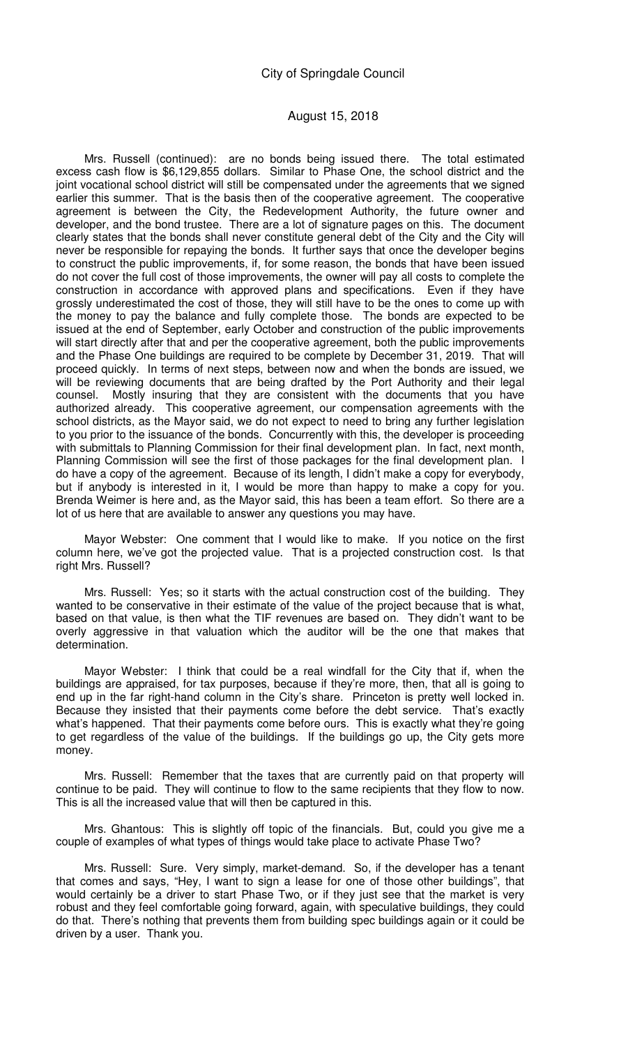Mrs. Russell (continued): are no bonds being issued there. The total estimated excess cash flow is $6,129,855 dollars. Similar to Phase One, the school district and the joint vocational school district will still be compensated under the agreements that we signed earlier this summer. That is the basis then of the cooperative agreement. The cooperative agreement is between the City, the Redevelopment Authority, the future owner and developer, and the bond trustee. There are a lot of signature pages on this. The document clearly states that the bonds shall never constitute general debt of the City and the City will never be responsible for repaying the bonds. It further says that once the developer begins to construct the public improvements, if, for some reason, the bonds that have been issued do not cover the full cost of those improvements, the owner will pay all costs to complete the construction in accordance with approved plans and specifications. Even if they have grossly underestimated the cost of those, they will still have to be the ones to come up with the money to pay the balance and fully complete those. The bonds are expected to be issued at the end of September, early October and construction of the public improvements will start directly after that and per the cooperative agreement, both the public improvements and the Phase One buildings are required to be complete by December 31, 2019. That will proceed quickly. In terms of next steps, between now and when the bonds are issued, we will be reviewing documents that are being drafted by the Port Authority and their legal counsel. Mostly insuring that they are consistent with the documents that you have authorized already. This cooperative agreement, our compensation agreements with the school districts, as the Mayor said, we do not expect to need to bring any further legislation to you prior to the issuance of the bonds. Concurrently with this, the developer is proceeding with submittals to Planning Commission for their final development plan. In fact, next month, Planning Commission will see the first of those packages for the final development plan. I do have a copy of the agreement. Because of its length, I didn't make a copy for everybody, but if anybody is interested in it, I would be more than happy to make a copy for you. Brenda Weimer is here and, as the Mayor said, this has been a team effort. So there are a lot of us here that are available to answer any questions you may have.

Mayor Webster: One comment that I would like to make. If you notice on the first column here, we've got the projected value. That is a projected construction cost. Is that right Mrs. Russell?

Mrs. Russell: Yes; so it starts with the actual construction cost of the building. They wanted to be conservative in their estimate of the value of the project because that is what, based on that value, is then what the TIF revenues are based on. They didn't want to be overly aggressive in that valuation which the auditor will be the one that makes that determination.

Mayor Webster: I think that could be a real windfall for the City that if, when the buildings are appraised, for tax purposes, because if they're more, then, that all is going to end up in the far right-hand column in the City's share. Princeton is pretty well locked in. Because they insisted that their payments come before the debt service. That's exactly what's happened. That their payments come before ours. This is exactly what they're going to get regardless of the value of the buildings. If the buildings go up, the City gets more money.

Mrs. Russell: Remember that the taxes that are currently paid on that property will continue to be paid. They will continue to flow to the same recipients that they flow to now. This is all the increased value that will then be captured in this.

Mrs. Ghantous: This is slightly off topic of the financials. But, could you give me a couple of examples of what types of things would take place to activate Phase Two?

Mrs. Russell: Sure. Very simply, market-demand. So, if the developer has a tenant that comes and says, "Hey, I want to sign a lease for one of those other buildings", that would certainly be a driver to start Phase Two, or if they just see that the market is very robust and they feel comfortable going forward, again, with speculative buildings, they could do that. There's nothing that prevents them from building spec buildings again or it could be driven by a user. Thank you.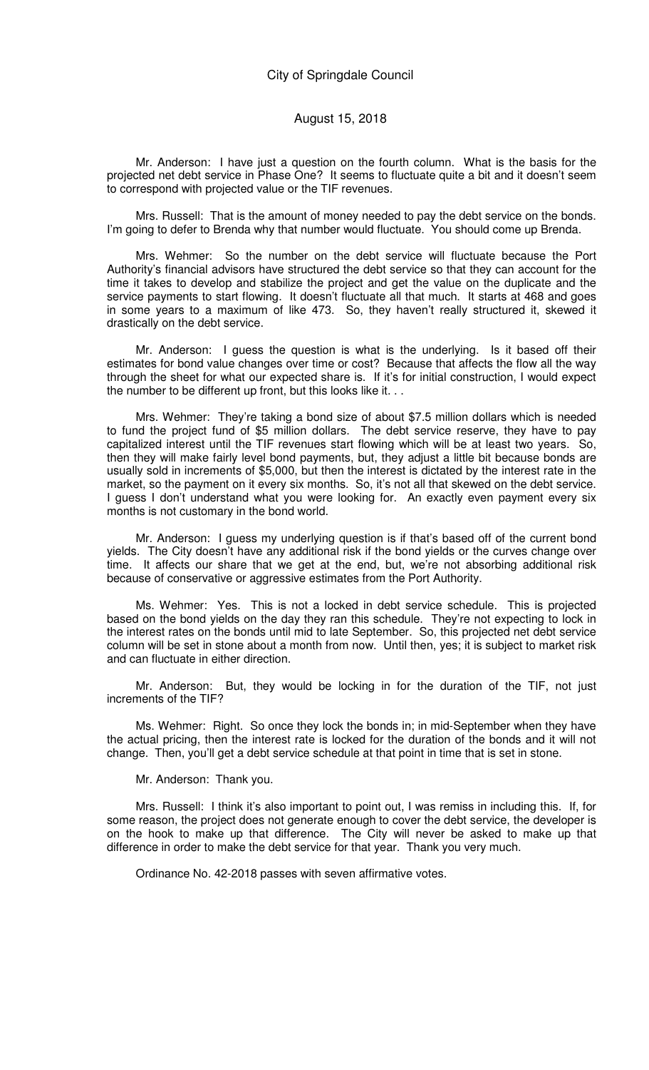Mr. Anderson: I have just a question on the fourth column. What is the basis for the projected net debt service in Phase One? It seems to fluctuate quite a bit and it doesn't seem to correspond with projected value or the TIF revenues.

Mrs. Russell: That is the amount of money needed to pay the debt service on the bonds. I'm going to defer to Brenda why that number would fluctuate. You should come up Brenda.

Mrs. Wehmer: So the number on the debt service will fluctuate because the Port Authority's financial advisors have structured the debt service so that they can account for the time it takes to develop and stabilize the project and get the value on the duplicate and the service payments to start flowing. It doesn't fluctuate all that much. It starts at 468 and goes in some years to a maximum of like 473. So, they haven't really structured it, skewed it drastically on the debt service.

Mr. Anderson: I guess the question is what is the underlying. Is it based off their estimates for bond value changes over time or cost? Because that affects the flow all the way through the sheet for what our expected share is. If it's for initial construction, I would expect the number to be different up front, but this looks like it. . .

Mrs. Wehmer: They're taking a bond size of about $7.5 million dollars which is needed to fund the project fund of $5 million dollars. The debt service reserve, they have to pay capitalized interest until the TIF revenues start flowing which will be at least two years. So, then they will make fairly level bond payments, but, they adjust a little bit because bonds are usually sold in increments of $5,000, but then the interest is dictated by the interest rate in the market, so the payment on it every six months. So, it's not all that skewed on the debt service. I guess I don't understand what you were looking for. An exactly even payment every six months is not customary in the bond world.

Mr. Anderson: I guess my underlying question is if that's based off of the current bond yields. The City doesn't have any additional risk if the bond yields or the curves change over time. It affects our share that we get at the end, but, we're not absorbing additional risk because of conservative or aggressive estimates from the Port Authority.

Ms. Wehmer: Yes. This is not a locked in debt service schedule. This is projected based on the bond yields on the day they ran this schedule. They're not expecting to lock in the interest rates on the bonds until mid to late September. So, this projected net debt service column will be set in stone about a month from now. Until then, yes; it is subject to market risk and can fluctuate in either direction.

Mr. Anderson: But, they would be locking in for the duration of the TIF, not just increments of the TIF?

Ms. Wehmer: Right. So once they lock the bonds in; in mid-September when they have the actual pricing, then the interest rate is locked for the duration of the bonds and it will not change. Then, you'll get a debt service schedule at that point in time that is set in stone.

Mr. Anderson: Thank you.

Mrs. Russell: I think it's also important to point out, I was remiss in including this. If, for some reason, the project does not generate enough to cover the debt service, the developer is on the hook to make up that difference. The City will never be asked to make up that difference in order to make the debt service for that year. Thank you very much.

Ordinance No. 42-2018 passes with seven affirmative votes.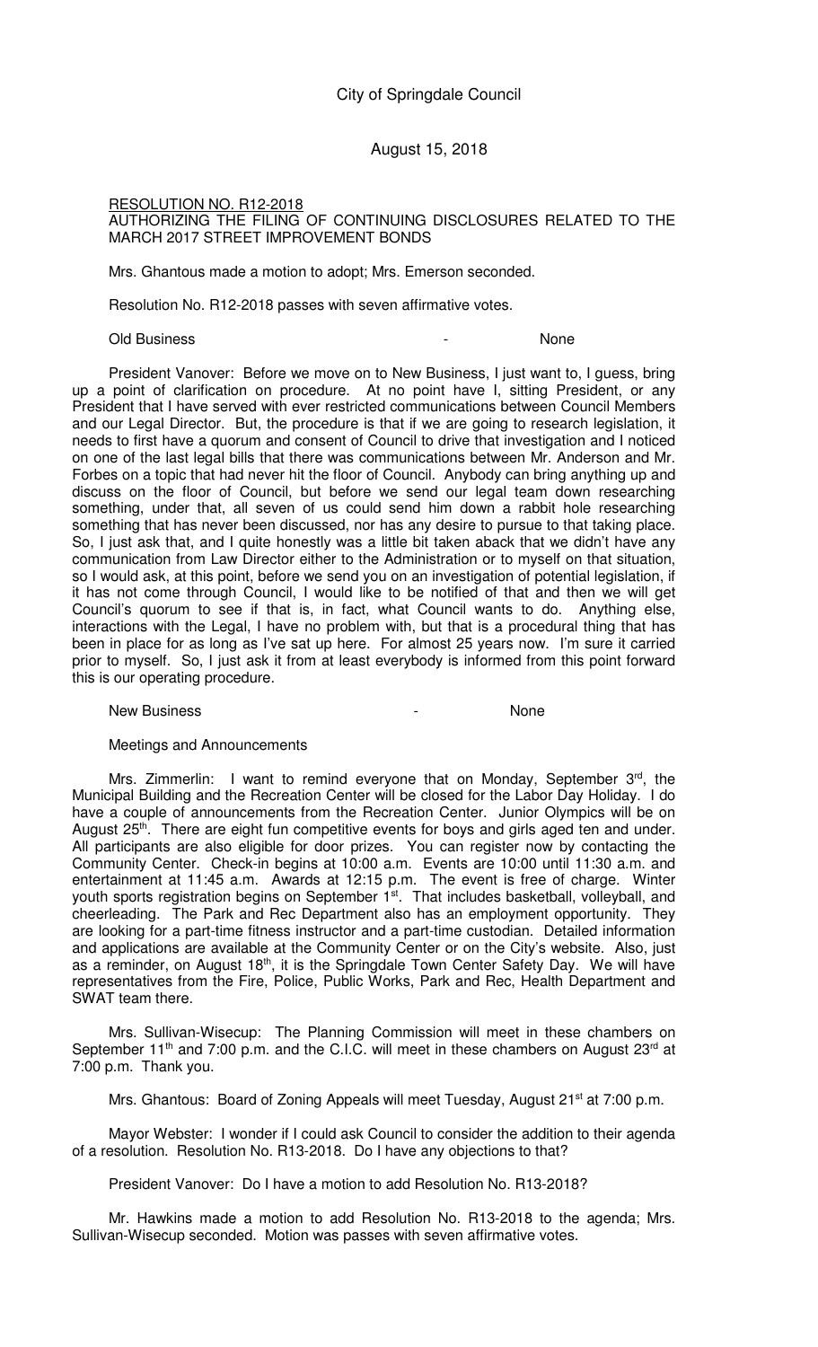City of Springdale Council

August 15, 2018

RESOLUTION NO. R12-2018
AUTHORIZING THE FILING OF CONTINUING DISCLOSURES RELATED TO THE MARCH 2017 STREET IMPROVEMENT BONDS

Mrs. Ghantous made a motion to adopt; Mrs. Emerson seconded.

Resolution No. R12-2018 passes with seven affirmative votes.

Old Business - None

President Vanover: Before we move on to New Business, I just want to, I guess, bring up a point of clarification on procedure. At no point have I, sitting President, or any President that I have served with ever restricted communications between Council Members and our Legal Director. But, the procedure is that if we are going to research legislation, it needs to first have a quorum and consent of Council to drive that investigation and I noticed on one of the last legal bills that there was communications between Mr. Anderson and Mr. Forbes on a topic that had never hit the floor of Council. Anybody can bring anything up and discuss on the floor of Council, but before we send our legal team down researching something, under that, all seven of us could send him down a rabbit hole researching something that has never been discussed, nor has any desire to pursue to that taking place. So, I just ask that, and I quite honestly was a little bit taken aback that we didn't have any communication from Law Director either to the Administration or to myself on that situation, so I would ask, at this point, before we send you on an investigation of potential legislation, if it has not come through Council, I would like to be notified of that and then we will get Council's quorum to see if that is, in fact, what Council wants to do. Anything else, interactions with the Legal, I have no problem with, but that is a procedural thing that has been in place for as long as I've sat up here. For almost 25 years now. I'm sure it carried prior to myself. So, I just ask it from at least everybody is informed from this point forward this is our operating procedure.

New Business - None

Meetings and Announcements

Mrs. Zimmerlin: I want to remind everyone that on Monday, September 3rd, the Municipal Building and the Recreation Center will be closed for the Labor Day Holiday. I do have a couple of announcements from the Recreation Center. Junior Olympics will be on August 25th. There are eight fun competitive events for boys and girls aged ten and under. All participants are also eligible for door prizes. You can register now by contacting the Community Center. Check-in begins at 10:00 a.m. Events are 10:00 until 11:30 a.m. and entertainment at 11:45 a.m. Awards at 12:15 p.m. The event is free of charge. Winter youth sports registration begins on September 1st. That includes basketball, volleyball, and cheerleading. The Park and Rec Department also has an employment opportunity. They are looking for a part-time fitness instructor and a part-time custodian. Detailed information and applications are available at the Community Center or on the City's website. Also, just as a reminder, on August 18th, it is the Springdale Town Center Safety Day. We will have representatives from the Fire, Police, Public Works, Park and Rec, Health Department and SWAT team there.

Mrs. Sullivan-Wisecup: The Planning Commission will meet in these chambers on September 11th and 7:00 p.m. and the C.I.C. will meet in these chambers on August 23rd at 7:00 p.m. Thank you.

Mrs. Ghantous: Board of Zoning Appeals will meet Tuesday, August 21st at 7:00 p.m.

Mayor Webster: I wonder if I could ask Council to consider the addition to their agenda of a resolution. Resolution No. R13-2018. Do I have any objections to that?

President Vanover: Do I have a motion to add Resolution No. R13-2018?

Mr. Hawkins made a motion to add Resolution No. R13-2018 to the agenda; Mrs. Sullivan-Wisecup seconded. Motion was passes with seven affirmative votes.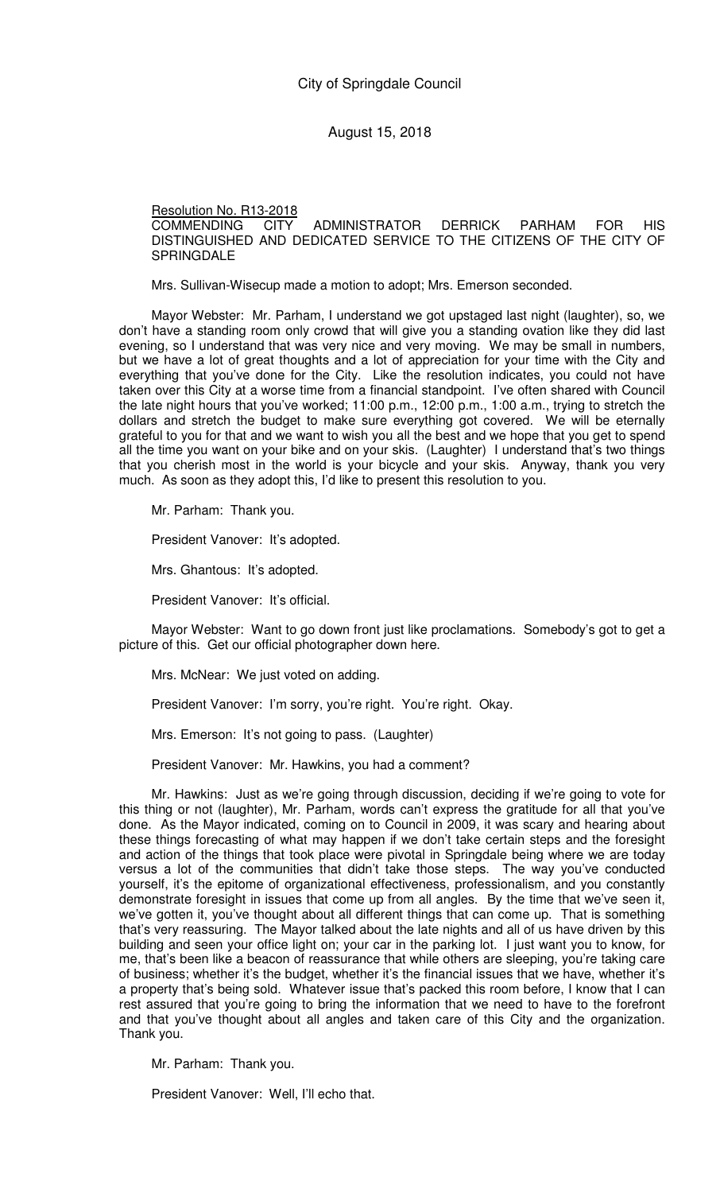Resolution No. R13-2018
COMMENDING CITY ADMINISTRATOR DERRICK PARHAM FOR HIS DISTINGUISHED AND DEDICATED SERVICE TO THE CITIZENS OF THE CITY OF SPRINGDALE

Mrs. Sullivan-Wisecup made a motion to adopt; Mrs. Emerson seconded.

Mayor Webster: Mr. Parham, I understand we got upstaged last night (laughter), so, we don't have a standing room only crowd that will give you a standing ovation like they did last evening, so I understand that was very nice and very moving. We may be small in numbers, but we have a lot of great thoughts and a lot of appreciation for your time with the City and everything that you've done for the City. Like the resolution indicates, you could not have taken over this City at a worse time from a financial standpoint. I've often shared with Council the late night hours that you've worked; 11:00 p.m., 12:00 p.m., 1:00 a.m., trying to stretch the dollars and stretch the budget to make sure everything got covered. We will be eternally grateful to you for that and we want to wish you all the best and we hope that you get to spend all the time you want on your bike and on your skis. (Laughter) I understand that's two things that you cherish most in the world is your bicycle and your skis. Anyway, thank you very much. As soon as they adopt this, I'd like to present this resolution to you.

Mr. Parham: Thank you.

President Vanover: It's adopted.

Mrs. Ghantous: It's adopted.

President Vanover: It's official.

Mayor Webster: Want to go down front just like proclamations. Somebody's got to get a picture of this. Get our official photographer down here.

Mrs. McNear: We just voted on adding.

President Vanover: I'm sorry, you're right. You're right. Okay.

Mrs. Emerson: It's not going to pass. (Laughter)

President Vanover: Mr. Hawkins, you had a comment?

Mr. Hawkins: Just as we're going through discussion, deciding if we're going to vote for this thing or not (laughter), Mr. Parham, words can't express the gratitude for all that you've done. As the Mayor indicated, coming on to Council in 2009, it was scary and hearing about these things forecasting of what may happen if we don't take certain steps and the foresight and action of the things that took place were pivotal in Springdale being where we are today versus a lot of the communities that didn't take those steps. The way you've conducted yourself, it's the epitome of organizational effectiveness, professionalism, and you constantly demonstrate foresight in issues that come up from all angles. By the time that we've seen it, we've gotten it, you've thought about all different things that can come up. That is something that's very reassuring. The Mayor talked about the late nights and all of us have driven by this building and seen your office light on; your car in the parking lot. I just want you to know, for me, that's been like a beacon of reassurance that while others are sleeping, you're taking care of business; whether it's the budget, whether it's the financial issues that we have, whether it's a property that's being sold. Whatever issue that's packed this room before, I know that I can rest assured that you're going to bring the information that we need to have to the forefront and that you've thought about all angles and taken care of this City and the organization. Thank you.

Mr. Parham: Thank you.

President Vanover: Well, I'll echo that.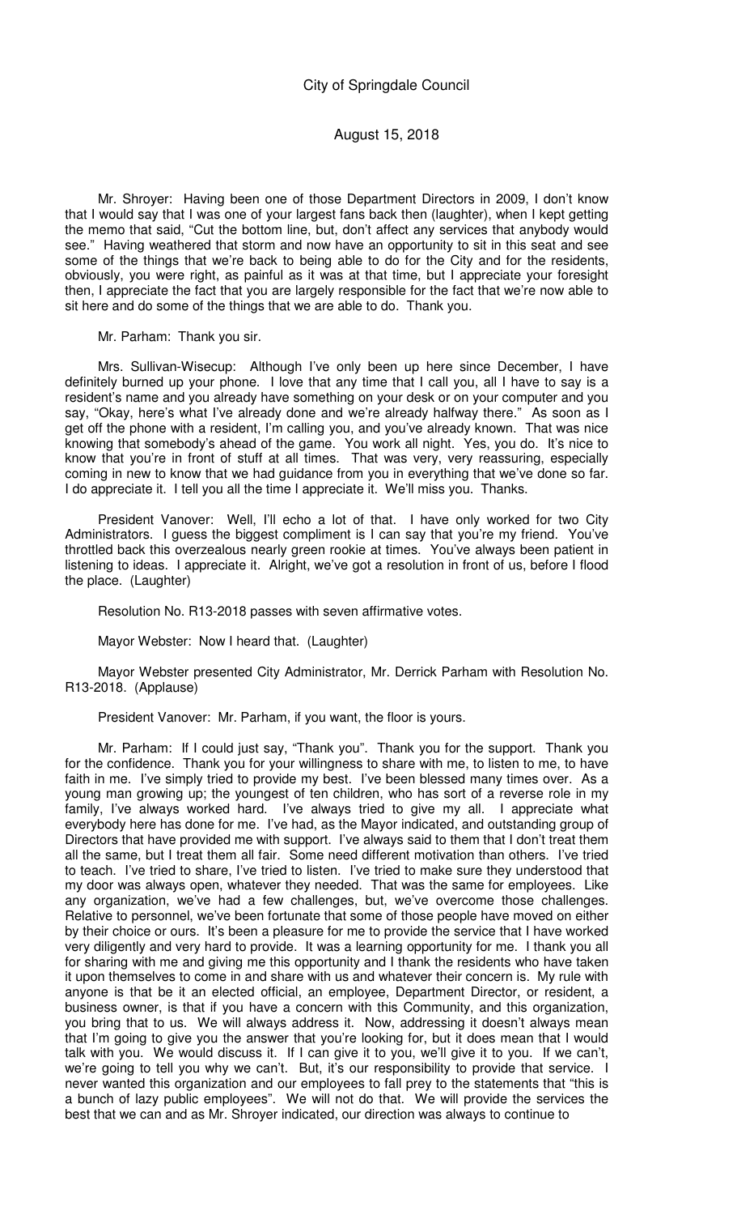Mr. Shroyer: Having been one of those Department Directors in 2009, I don't know that I would say that I was one of your largest fans back then (laughter), when I kept getting the memo that said, "Cut the bottom line, but, don't affect any services that anybody would see." Having weathered that storm and now have an opportunity to sit in this seat and see some of the things that we're back to being able to do for the City and for the residents, obviously, you were right, as painful as it was at that time, but I appreciate your foresight then, I appreciate the fact that you are largely responsible for the fact that we're now able to sit here and do some of the things that we are able to do. Thank you.

Mr. Parham: Thank you sir.

Mrs. Sullivan-Wisecup: Although I've only been up here since December, I have definitely burned up your phone. I love that any time that I call you, all I have to say is a resident's name and you already have something on your desk or on your computer and you say, "Okay, here's what I've already done and we're already halfway there." As soon as I get off the phone with a resident, I'm calling you, and you've already known. That was nice knowing that somebody's ahead of the game. You work all night. Yes, you do. It's nice to know that you're in front of stuff at all times. That was very, very reassuring, especially coming in new to know that we had guidance from you in everything that we've done so far. I do appreciate it. I tell you all the time I appreciate it. We'll miss you. Thanks.

President Vanover: Well, I'll echo a lot of that. I have only worked for two City Administrators. I guess the biggest compliment is I can say that you're my friend. You've throttled back this overzealous nearly green rookie at times. You've always been patient in listening to ideas. I appreciate it. Alright, we've got a resolution in front of us, before I flood the place. (Laughter)

Resolution No. R13-2018 passes with seven affirmative votes.

Mayor Webster: Now I heard that. (Laughter)

Mayor Webster presented City Administrator, Mr. Derrick Parham with Resolution No. R13-2018. (Applause)

President Vanover: Mr. Parham, if you want, the floor is yours.

Mr. Parham: If I could just say, "Thank you". Thank you for the support. Thank you for the confidence. Thank you for your willingness to share with me, to listen to me, to have faith in me. I've simply tried to provide my best. I've been blessed many times over. As a young man growing up; the youngest of ten children, who has sort of a reverse role in my family, I've always worked hard. I've always tried to give my all. I appreciate what everybody here has done for me. I've had, as the Mayor indicated, and outstanding group of Directors that have provided me with support. I've always said to them that I don't treat them all the same, but I treat them all fair. Some need different motivation than others. I've tried to teach. I've tried to share, I've tried to listen. I've tried to make sure they understood that my door was always open, whatever they needed. That was the same for employees. Like any organization, we've had a few challenges, but, we've overcome those challenges. Relative to personnel, we've been fortunate that some of those people have moved on either by their choice or ours. It's been a pleasure for me to provide the service that I have worked very diligently and very hard to provide. It was a learning opportunity for me. I thank you all for sharing with me and giving me this opportunity and I thank the residents who have taken it upon themselves to come in and share with us and whatever their concern is. My rule with anyone is that be it an elected official, an employee, Department Director, or resident, a business owner, is that if you have a concern with this Community, and this organization, you bring that to us. We will always address it. Now, addressing it doesn't always mean that I'm going to give you the answer that you're looking for, but it does mean that I would talk with you. We would discuss it. If I can give it to you, we'll give it to you. If we can't, we're going to tell you why we can't. But, it's our responsibility to provide that service. I never wanted this organization and our employees to fall prey to the statements that "this is a bunch of lazy public employees". We will not do that. We will provide the services the best that we can and as Mr. Shroyer indicated, our direction was always to continue to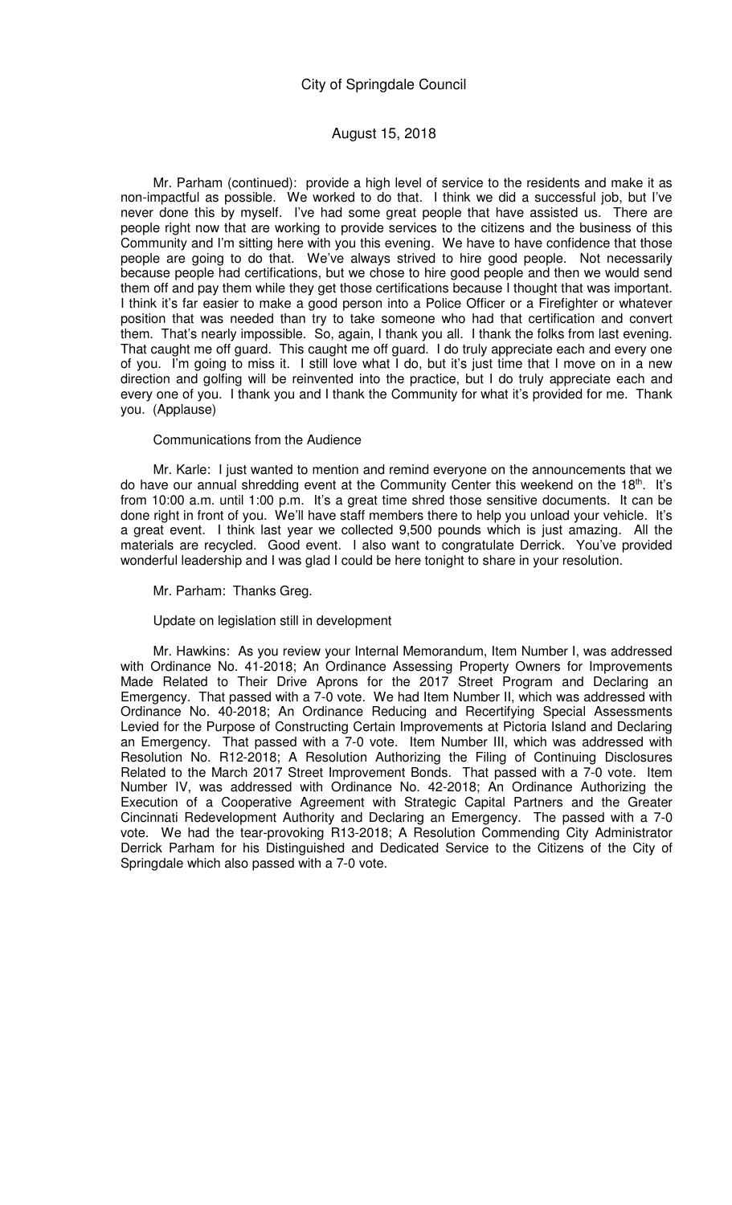Mr. Parham (continued): provide a high level of service to the residents and make it as non-impactful as possible. We worked to do that. I think we did a successful job, but I've never done this by myself. I've had some great people that have assisted us. There are people right now that are working to provide services to the citizens and the business of this Community and I'm sitting here with you this evening. We have to have confidence that those people are going to do that. We've always strived to hire good people. Not necessarily because people had certifications, but we chose to hire good people and then we would send them off and pay them while they get those certifications because I thought that was important. I think it's far easier to make a good person into a Police Officer or a Firefighter or whatever position that was needed than try to take someone who had that certification and convert them. That's nearly impossible. So, again, I thank you all. I thank the folks from last evening. That caught me off guard. This caught me off guard. I do truly appreciate each and every one of you. I'm going to miss it. I still love what I do, but it's just time that I move on in a new direction and golfing will be reinvented into the practice, but I do truly appreciate each and every one of you. I thank you and I thank the Community for what it's provided for me. Thank you. (Applause)

Communications from the Audience

Mr. Karle: I just wanted to mention and remind everyone on the announcements that we do have our annual shredding event at the Community Center this weekend on the 18th. It's from 10:00 a.m. until 1:00 p.m. It's a great time shred those sensitive documents. It can be done right in front of you. We'll have staff members there to help you unload your vehicle. It's a great event. I think last year we collected 9,500 pounds which is just amazing. All the materials are recycled. Good event. I also want to congratulate Derrick. You've provided wonderful leadership and I was glad I could be here tonight to share in your resolution.

Mr. Parham: Thanks Greg.

Update on legislation still in development

Mr. Hawkins: As you review your Internal Memorandum, Item Number I, was addressed with Ordinance No. 41-2018; An Ordinance Assessing Property Owners for Improvements Made Related to Their Drive Aprons for the 2017 Street Program and Declaring an Emergency. That passed with a 7-0 vote. We had Item Number II, which was addressed with Ordinance No. 40-2018; An Ordinance Reducing and Recertifying Special Assessments Levied for the Purpose of Constructing Certain Improvements at Pictoria Island and Declaring an Emergency. That passed with a 7-0 vote. Item Number III, which was addressed with Resolution No. R12-2018; A Resolution Authorizing the Filing of Continuing Disclosures Related to the March 2017 Street Improvement Bonds. That passed with a 7-0 vote. Item Number IV, was addressed with Ordinance No. 42-2018; An Ordinance Authorizing the Execution of a Cooperative Agreement with Strategic Capital Partners and the Greater Cincinnati Redevelopment Authority and Declaring an Emergency. The passed with a 7-0 vote. We had the tear-provoking R13-2018; A Resolution Commending City Administrator Derrick Parham for his Distinguished and Dedicated Service to the Citizens of the City of Springdale which also passed with a 7-0 vote.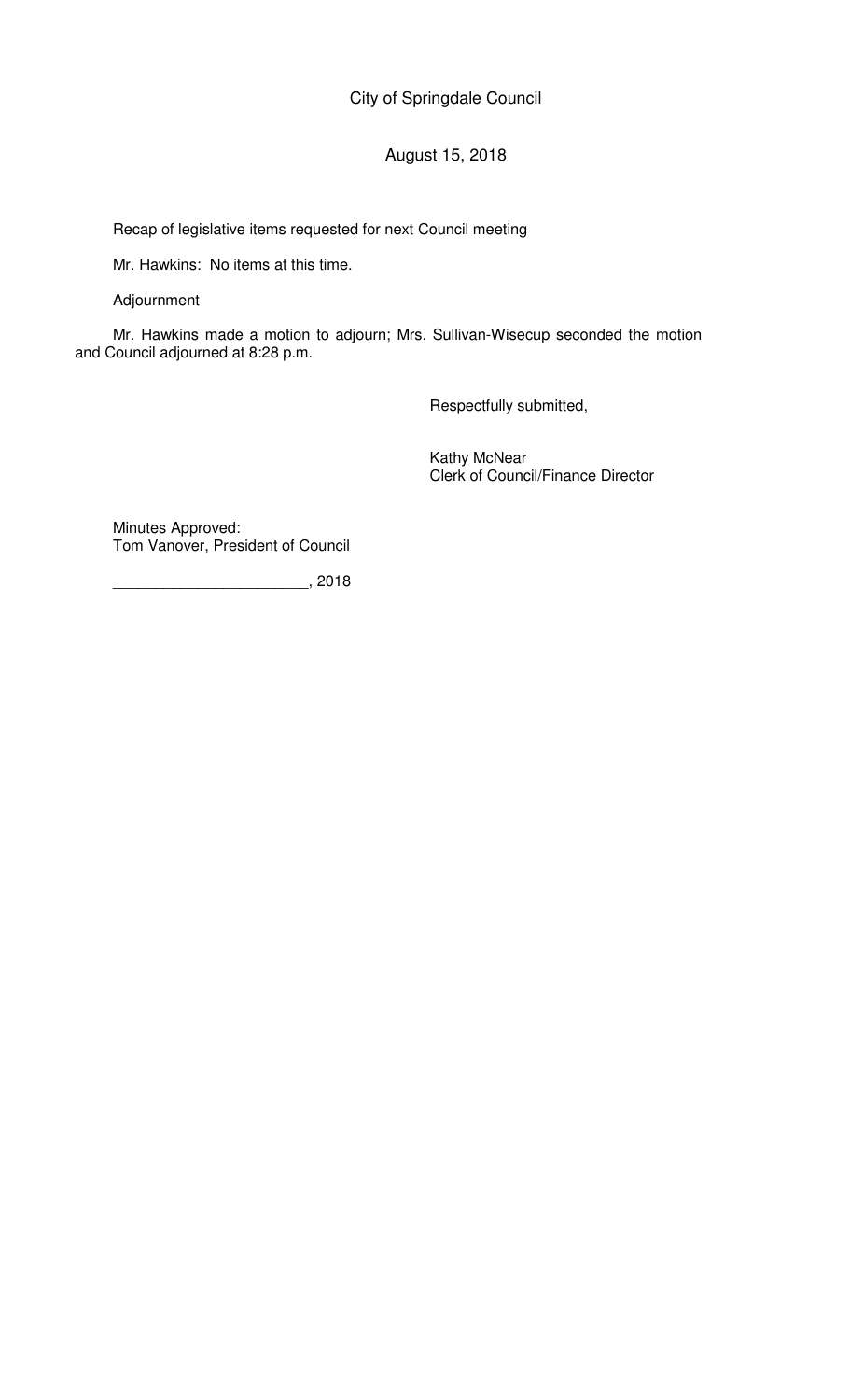City of Springdale Council

August 15, 2018

Recap of legislative items requested for next Council meeting

Mr. Hawkins: No items at this time.

Adjournment

Mr. Hawkins made a motion to adjourn; Mrs. Sullivan-Wisecup seconded the motion and Council adjourned at 8:28 p.m.

Respectfully submitted,

Kathy McNear
Clerk of Council/Finance Director

Minutes Approved:
Tom Vanover, President of Council

_______________________, 2018